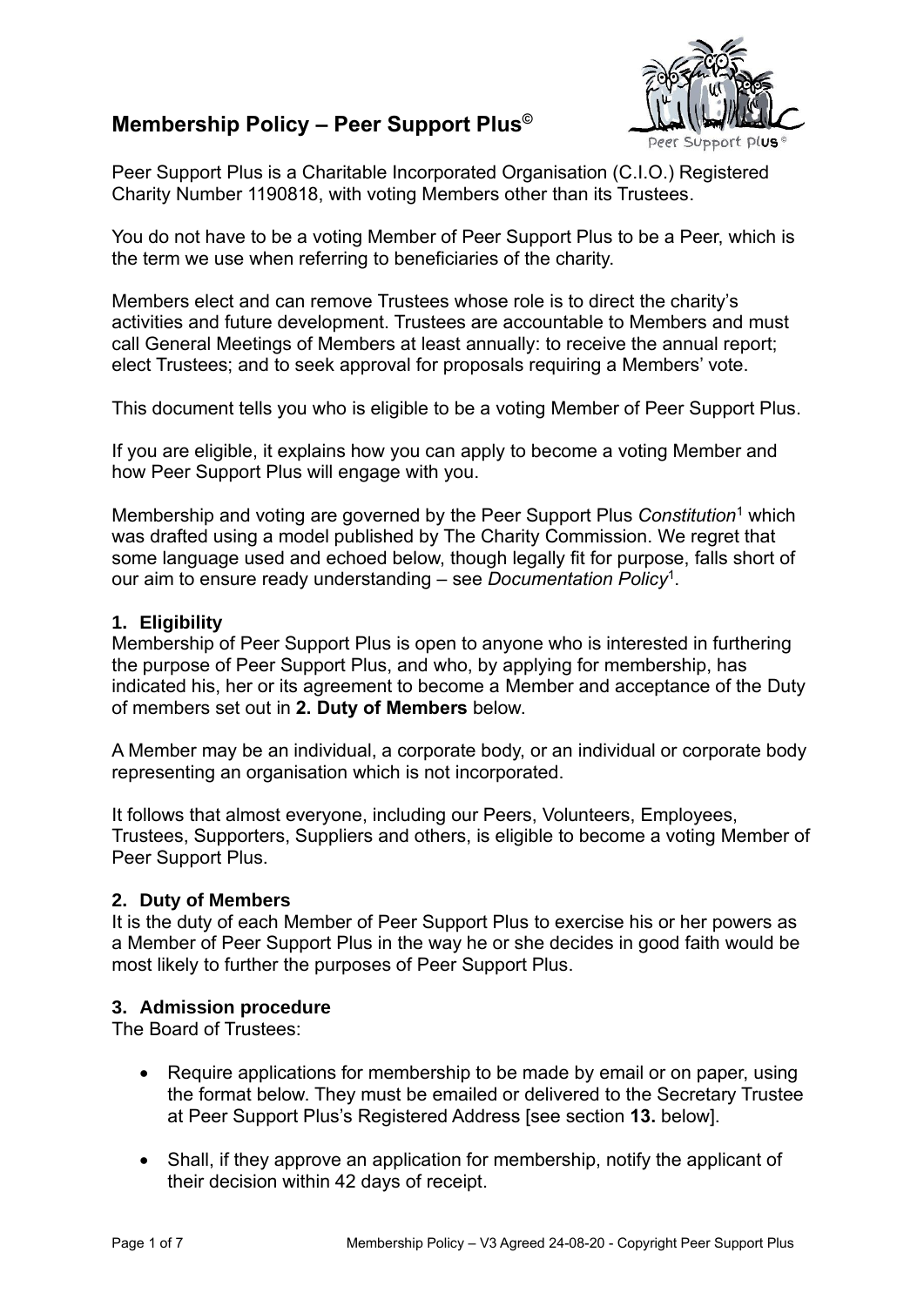# Membership Policy – Peer Support Plus©

Peer Support Plus is a Charitable Incorporated Organisation (C.I.O.) Registered Charity Number 1190818, with voting Members other than its Trustees.

You do not have to be a voting Member of Peer Support Plus to be a Peer, which is the term we use when referring to beneficiaries of the charity.

Members elect and can remove Trustees whose role is to direct the charity's activities and future development. Trustees are accountable to Members and must call General Meetings of Members at least annually: to receive the annual report; elect Trustees; and to seek approval for proposals requiring a Members' vote.

This document tells you who is eligible to be a voting Member of Peer Support Plus.

If you are eligible, it explains how you can apply to become a voting Member and how Peer Support Plus will engage with you.

Membership and voting are governed by the Peer Support Plus *Constitution*[1] which was drafted using a model published by The Charity Commission. We regret that some language used and echoed below, though legally fit for purpose, falls short of our aim to ensure ready understanding – see *Documentation Policy*[1].

### 1. Eligibility

Membership of Peer Support Plus is open to anyone who is interested in furthering the purpose of Peer Support Plus, and who, by applying for membership, has indicated his, her or its agreement to become a Member and acceptance of the Duty of members set out in **2. Duty of Members** below.

A Member may be an individual, a corporate body, or an individual or corporate body representing an organisation which is not incorporated.

It follows that almost everyone, including our Peers, Volunteers, Employees, Trustees, Supporters, Suppliers and others, is eligible to become a voting Member of Peer Support Plus.

### 2. Duty of Members

It is the duty of each Member of Peer Support Plus to exercise his or her powers as a Member of Peer Support Plus in the way he or she decides in good faith would be most likely to further the purposes of Peer Support Plus.

### 3. Admission procedure

The Board of Trustees:

- Require applications for membership to be made by email or on paper, using the format below. They must be emailed or delivered to the Secretary Trustee at Peer Support Plus's Registered Address [see section **13.** below].
- Shall, if they approve an application for membership, notify the applicant of their decision within 42 days of receipt.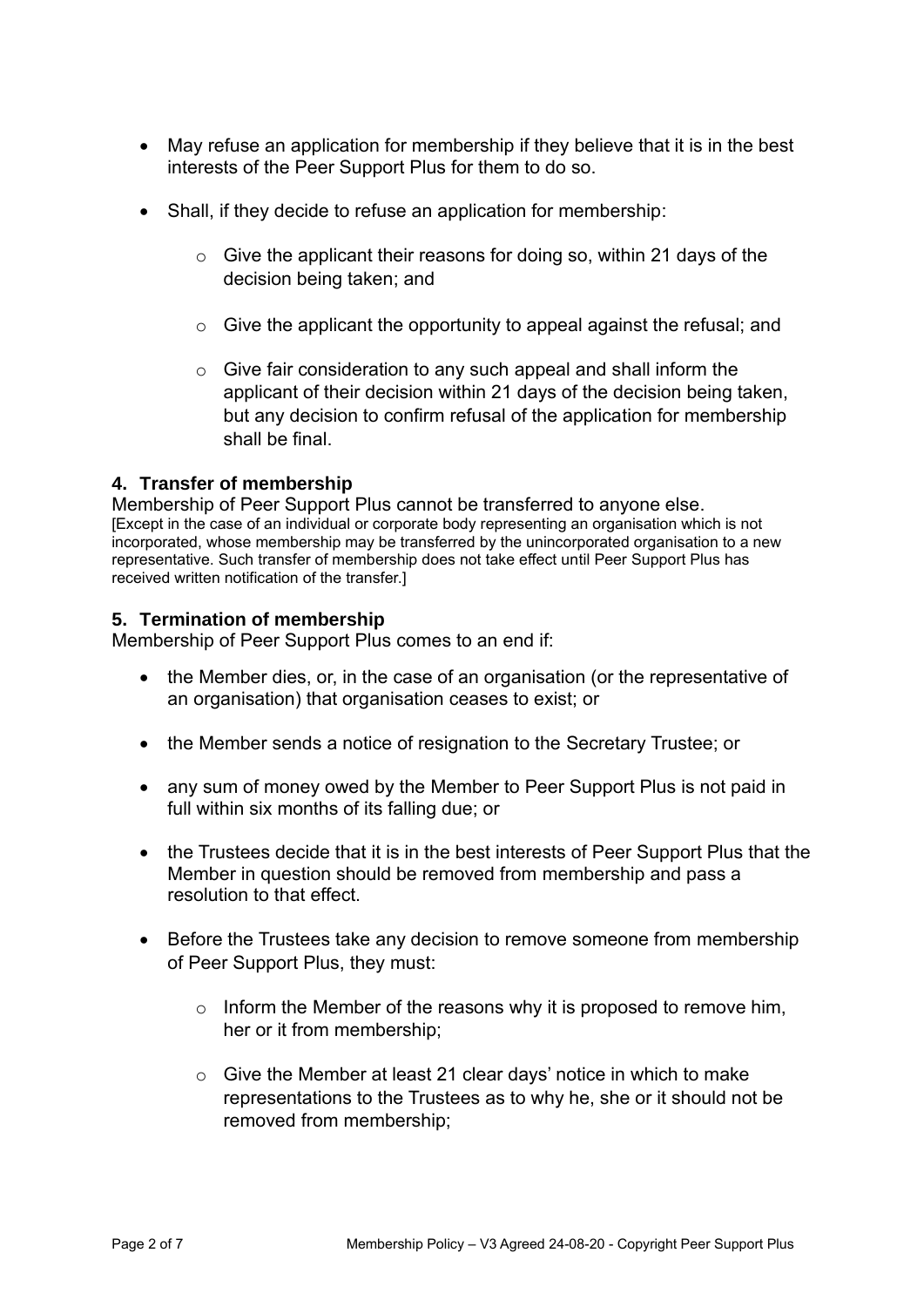- May refuse an application for membership if they believe that it is in the best interests of the Peer Support Plus for them to do so.

- Shall, if they decide to refuse an application for membership:

    - Give the applicant their reasons for doing so, within 21 days of the decision being taken; and

    - Give the applicant the opportunity to appeal against the refusal; and

    - Give fair consideration to any such appeal and shall inform the applicant of their decision within 21 days of the decision being taken, but any decision to confirm refusal of the application for membership shall be final.

### 4. Transfer of membership

Membership of Peer Support Plus cannot be transferred to anyone else.
[Except in the case of an individual or corporate body representing an organisation which is not incorporated, whose membership may be transferred by the unincorporated organisation to a new representative. Such transfer of membership does not take effect until Peer Support Plus has received written notification of the transfer.]

### 5. Termination of membership

Membership of Peer Support Plus comes to an end if:

- the Member dies, or, in the case of an organisation (or the representative of an organisation) that organisation ceases to exist; or

- the Member sends a notice of resignation to the Secretary Trustee; or

- any sum of money owed by the Member to Peer Support Plus is not paid in full within six months of its falling due; or

- the Trustees decide that it is in the best interests of Peer Support Plus that the Member in question should be removed from membership and pass a resolution to that effect.

- Before the Trustees take any decision to remove someone from membership of Peer Support Plus, they must:

    - Inform the Member of the reasons why it is proposed to remove him, her or it from membership;

    - Give the Member at least 21 clear days' notice in which to make representations to the Trustees as to why he, she or it should not be removed from membership;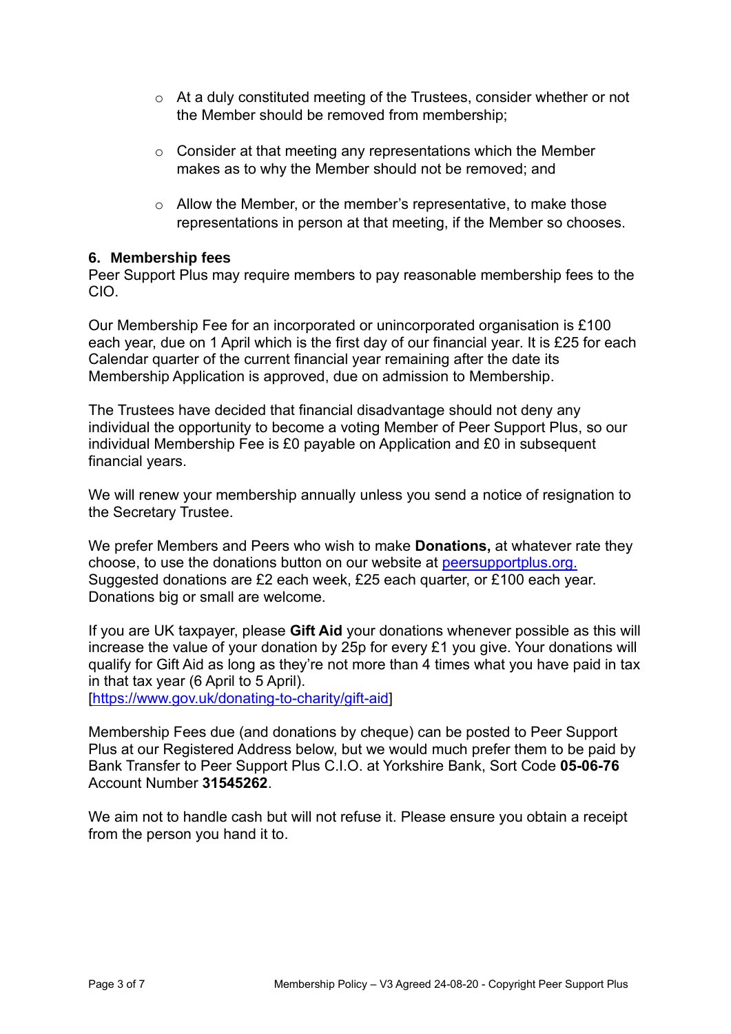- At a duly constituted meeting of the Trustees, consider whether or not the Member should be removed from membership;
- Consider at that meeting any representations which the Member makes as to why the Member should not be removed; and
- Allow the Member, or the member's representative, to make those representations in person at that meeting, if the Member so chooses.

### 6. Membership fees

Peer Support Plus may require members to pay reasonable membership fees to the CIO.

Our Membership Fee for an incorporated or unincorporated organisation is £100 each year, due on 1 April which is the first day of our financial year. It is £25 for each Calendar quarter of the current financial year remaining after the date its Membership Application is approved, due on admission to Membership.

The Trustees have decided that financial disadvantage should not deny any individual the opportunity to become a voting Member of Peer Support Plus, so our individual Membership Fee is £0 payable on Application and £0 in subsequent financial years.

We will renew your membership annually unless you send a notice of resignation to the Secretary Trustee.

We prefer Members and Peers who wish to make **Donations,** at whatever rate they choose, to use the donations button on our website at [peersupportplus.org.](peersupportplus.org) Suggested donations are £2 each week, £25 each quarter, or £100 each year. Donations big or small are welcome.

If you are UK taxpayer, please **Gift Aid** your donations whenever possible as this will increase the value of your donation by 25p for every £1 you give. Your donations will qualify for Gift Aid as long as they're not more than 4 times what you have paid in tax in that tax year (6 April to 5 April).
[https://www.gov.uk/donating-to-charity/gift-aid]

Membership Fees due (and donations by cheque) can be posted to Peer Support Plus at our Registered Address below, but we would much prefer them to be paid by Bank Transfer to Peer Support Plus C.I.O. at Yorkshire Bank, Sort Code **05-06-76** Account Number **31545262**.

We aim not to handle cash but will not refuse it. Please ensure you obtain a receipt from the person you hand it to.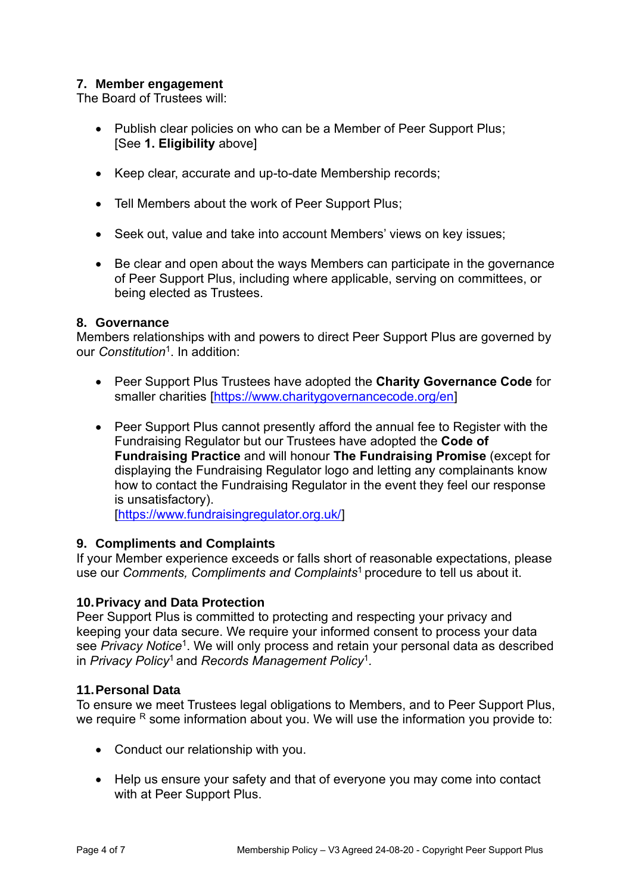## 7. Member engagement

The Board of Trustees will:

- Publish clear policies on who can be a Member of Peer Support Plus; [See **1. Eligibility** above]
- Keep clear, accurate and up-to-date Membership records;
- Tell Members about the work of Peer Support Plus;
- Seek out, value and take into account Members' views on key issues;
- Be clear and open about the ways Members can participate in the governance of Peer Support Plus, including where applicable, serving on committees, or being elected as Trustees.

## 8. Governance

Members relationships with and powers to direct Peer Support Plus are governed by our *Constitution*[1]. In addition:

- Peer Support Plus Trustees have adopted the **Charity Governance Code** for smaller charities [https://www.charitygovernancecode.org/en]
- Peer Support Plus cannot presently afford the annual fee to Register with the Fundraising Regulator but our Trustees have adopted the **Code of Fundraising Practice** and will honour **The Fundraising Promise** (except for displaying the Fundraising Regulator logo and letting any complainants know how to contact the Fundraising Regulator in the event they feel our response is unsatisfactory). [https://www.fundraisingregulator.org.uk/]

## 9. Compliments and Complaints

If your Member experience exceeds or falls short of reasonable expectations, please use our *Comments, Compliments and Complaints*[1] procedure to tell us about it.

## 10. Privacy and Data Protection

Peer Support Plus is committed to protecting and respecting your privacy and keeping your data secure. We require your informed consent to process your data see *Privacy Notice*[1]. We will only process and retain your personal data as described in *Privacy Policy*[1] and *Records Management Policy*[1].

## 11. Personal Data

To ensure we meet Trustees legal obligations to Members, and to Peer Support Plus, we require [R] some information about you. We will use the information you provide to:

- Conduct our relationship with you.
- Help us ensure your safety and that of everyone you may come into contact with at Peer Support Plus.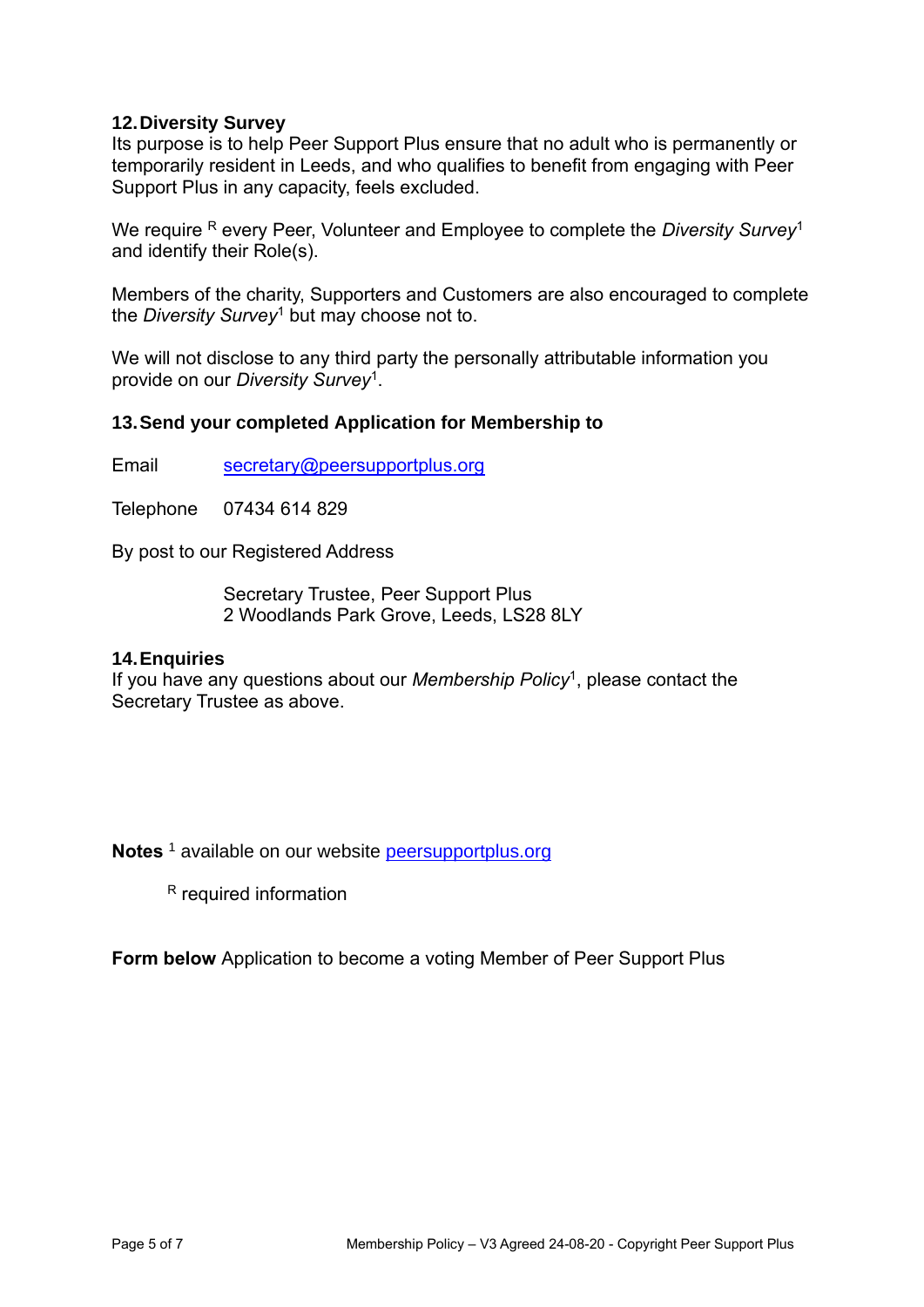## 12. Diversity Survey

Its purpose is to help Peer Support Plus ensure that no adult who is permanently or temporarily resident in Leeds, and who qualifies to benefit from engaging with Peer Support Plus in any capacity, feels excluded.

We require [R] every Peer, Volunteer and Employee to complete the *Diversity Survey*[1] and identify their Role(s).

Members of the charity, Supporters and Customers are also encouraged to complete the *Diversity Survey*[1] but may choose not to.

We will not disclose to any third party the personally attributable information you provide on our *Diversity Survey*[1].

## 13. Send your completed Application for Membership to

Email secretary@peersupportplus.org

Telephone 07434 614 829

By post to our Registered Address

Secretary Trustee, Peer Support Plus
2 Woodlands Park Grove, Leeds, LS28 8LY

## 14. Enquiries

If you have any questions about our *Membership Policy*[1], please contact the Secretary Trustee as above.

**Notes** [1] available on our website peersupportplus.org

[R] required information

**Form below** Application to become a voting Member of Peer Support Plus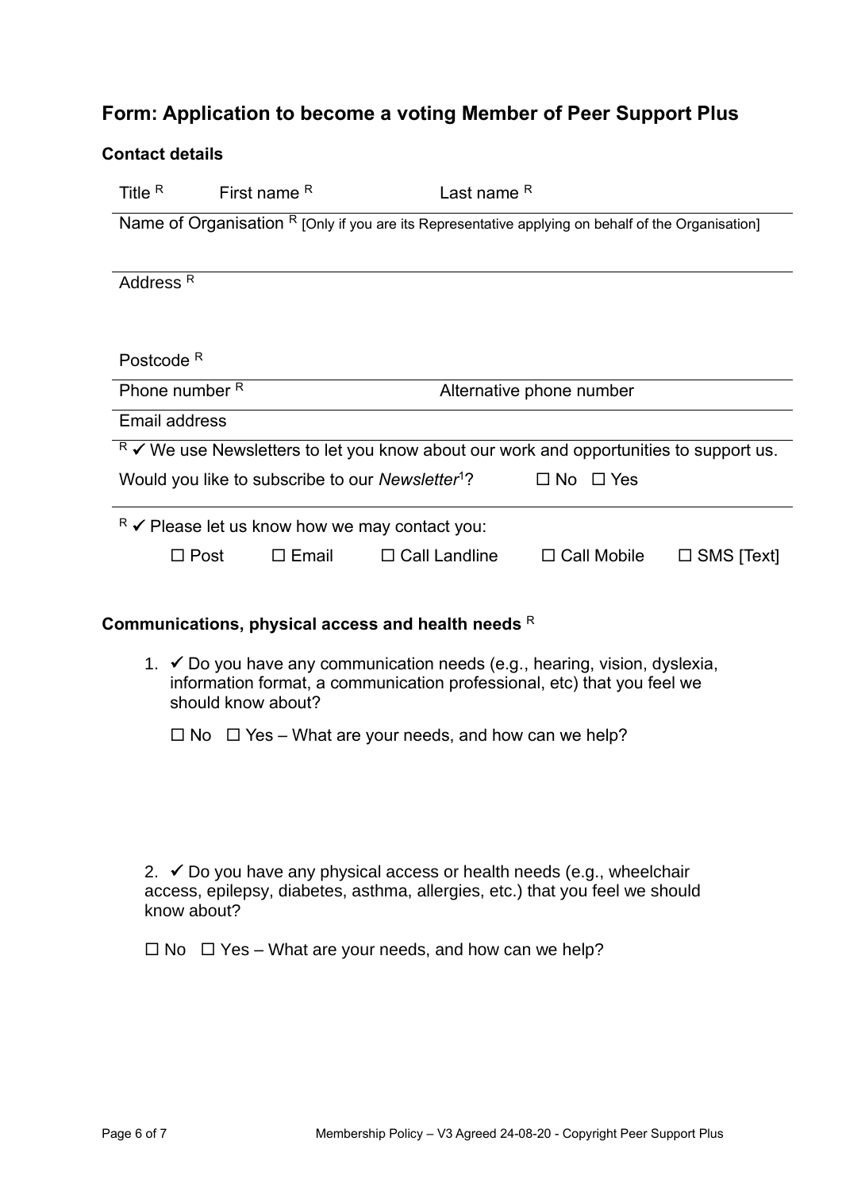## Form: Application to become a voting Member of Peer Support Plus

### Contact details

Title [R] First name [R] Last name [R]

Name of Organisation [R] [Only if you are its Representative applying on behalf of the Organisation]

Address [R]

Postcode [R]

Phone number [R] Alternative phone number

Email address

[R] ✓ We use Newsletters to let you know about our work and opportunities to support us.

Would you like to subscribe to our *Newsletter*[1]? ☐ No ☐ Yes

[R] ✓ Please let us know how we may contact you:

☐ Post ☐ Email ☐ Call Landline ☐ Call Mobile ☐ SMS [Text]

### Communications, physical access and health needs [R]

1. ✓ Do you have any communication needs (e.g., hearing, vision, dyslexia, information format, a communication professional, etc) that you feel we should know about?

   ☐ No ☐ Yes – What are your needs, and how can we help?

2. ✓ Do you have any physical access or health needs (e.g., wheelchair access, epilepsy, diabetes, asthma, allergies, etc.) that you feel we should know about?

   ☐ No ☐ Yes – What are your needs, and how can we help?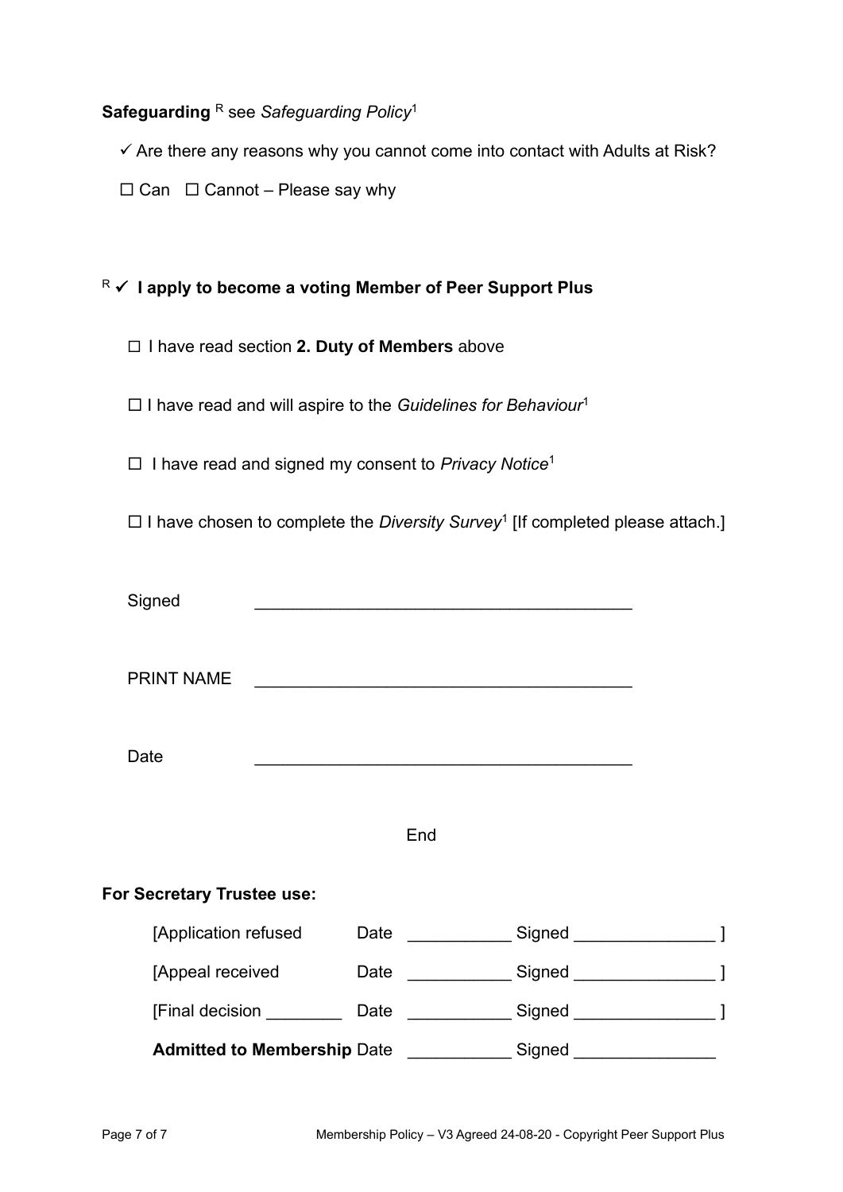**Safeguarding** [R] see *Safeguarding Policy*[1]

✓ Are there any reasons why you cannot come into contact with Adults at Risk?

☐ Can ☐ Cannot – Please say why

[R] ✓ **I apply to become a voting Member of Peer Support Plus**

☐ I have read section **2. Duty of Members** above

☐ I have read and will aspire to the *Guidelines for Behaviour*[1]

☐ I have read and signed my consent to *Privacy Notice*[1]

☐ I have chosen to complete the *Diversity Survey*[1] [If completed please attach.]

Signed ______________________________________

PRINT NAME ______________________________________

Date ______________________________________

End

**For Secretary Trustee use:**

[Application refused Date ___________ Signed _______________ ]

[Appeal received Date ___________ Signed _______________ ]

[Final decision ________ Date ___________ Signed _______________ ]

**Admitted to Membership** Date ___________ Signed _______________